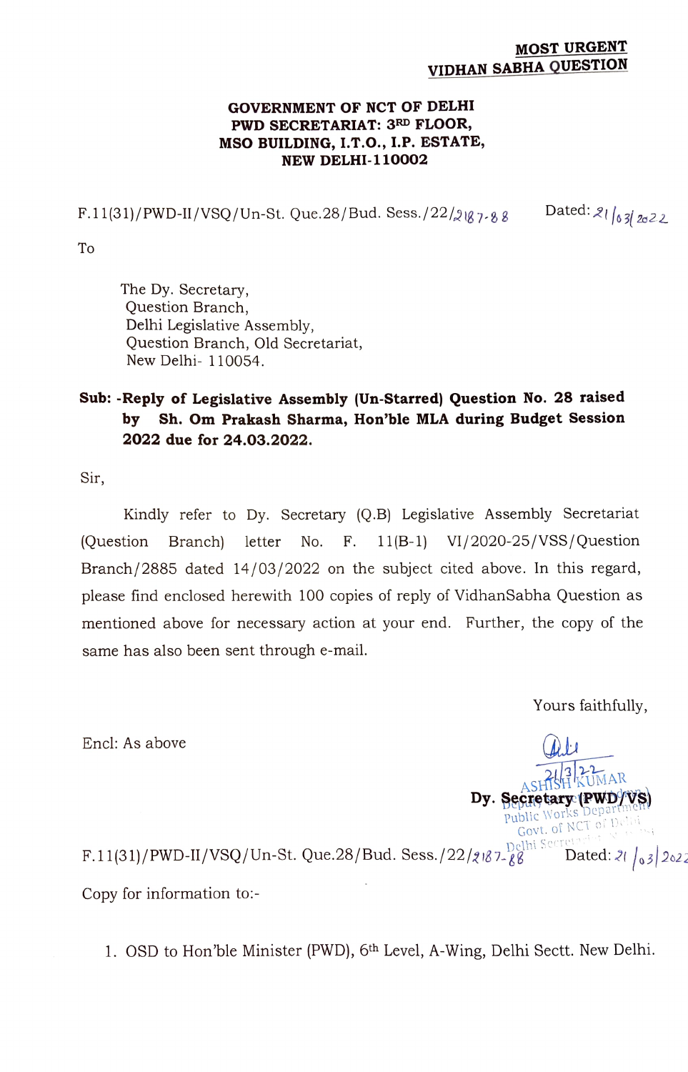**MOST URGENT**
**VIDHAN SABHA QUESTION**

**GOVERNMENT OF NCT OF DELHI**
**PWD SECRETARIAT: 3RD FLOOR,**
**MSO BUILDING, I.T.O., I.P. ESTATE,**
**NEW DELHI-110002**

F.11(31)/PWD-II/VSQ/Un-St. Que.28/Bud. Sess./22/2187-88 Dated: 21/03/2022

To

The Dy. Secretary,
Question Branch,
Delhi Legislative Assembly,
Question Branch, Old Secretariat,
New Delhi- 110054.

**Sub: -Reply of Legislative Assembly (Un-Starred) Question No. 28 raised by Sh. Om Prakash Sharma, Hon'ble MLA during Budget Session 2022 due for 24.03.2022.**

Sir,

Kindly refer to Dy. Secretary (Q.B) Legislative Assembly Secretariat (Question Branch) letter No. F. 11(B-1) VI/2020-25/VSS/Question Branch/2885 dated 14/03/2022 on the subject cited above. In this regard, please find enclosed herewith 100 copies of reply of VidhanSabha Question as mentioned above for necessary action at your end. Further, the copy of the same has also been sent through e-mail.

Yours faithfully,

Encl: As above

21/3/22
ASHISH KUMAR
**Dy. Secretary (PWD/VS)**
Public Works Department
Govt. of NCT of Delhi
Delhi Secretariat

F.11(31)/PWD-II/VSQ/Un-St. Que.28/Bud. Sess./22/2187-88 Dated: 21/03/2022

Copy for information to:-

1. OSD to Hon'ble Minister (PWD), 6th Level, A-Wing, Delhi Sectt. New Delhi.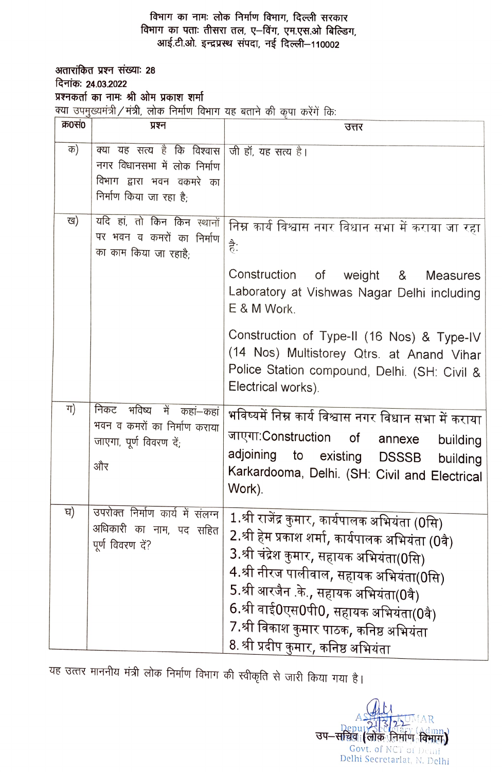विभाग का नामः लोक निर्माण विभाग, दिल्ली सरकार
विभाग का पताः तीसरा तल, ए–विंग, एम.एस.ओ बिल्डिंग,
आई.टी.ओ. इन्द्रप्रस्थ संपदा, नई दिल्ली–110002

**अतारांकित प्रश्न संख्याः 28**
**दिनांकः 24.03.2022**
**प्रश्नकर्ता का नामः श्री ओम प्रकाश शर्मा**

क्या उपमुख्यमंत्री/मंत्री, लोक निर्माण विभाग यह बताने की कृपा करेंगें किः

| क्र0सं0 | प्रश्न | उत्तर |
|---|---|---|
| क) | क्या यह सत्य है कि विश्वास नगर विधानसभा में लोक निर्माण विभाग द्वारा भवन वकमरे का निर्माण किया जा रहा है; | जी हॉं, यह सत्य है। |
| ख) | यदि हां, तो किन किन स्थानों पर भवन व कमरों का निर्माण का काम किया जा रहाहै; | निम्न कार्य विश्वास नगर विधान सभा में कराया जा रहा है:<br><br>Construction of weight & Measures Laboratory at Vishwas Nagar Delhi including E & M Work.<br><br>Construction of Type-II (16 Nos) & Type-IV (14 Nos) Multistorey Qtrs. at Anand Vihar Police Station compound, Delhi. (SH: Civil & Electrical works). |
| ग) | निकट भविष्य में कहां–कहां भवन व कमरों का निर्माण कराया जाएगा, पूर्ण विवरण दें;<br><br>और | भविष्यमें निम्र कार्य विश्वास नगर विधान सभा में कराया जाएगा:Construction of annexe building adjoining to existing DSSSB building Karkardooma, Delhi. (SH: Civil and Electrical Work). |
| घ) | उपरोक्त निर्माण कार्य में संलग्न अधिकारी का नाम, पद सहित पूर्ण विवरण दें? | 1.श्री राजेंद्र कुमार, कार्यपालक अभियंता (0सि)<br>2.श्री हेम प्रकाश शर्मा, कार्यपालक अभियंता (0वै)<br>3.श्री चंद्रेश कुमार, सहायक अभियंता(0सि)<br>4.श्री नीरज पालीवाल, सहायक अभियंता(0सि)<br>5.श्री आरजैन .के., सहायक अभियंता(0वै)<br>6.श्री वाई0एस0पी0, सहायक अभियंता(0वै)<br>7.श्री विकाश कुमार पाठक, कनिष्ठ अभियंता<br>8. श्री प्रदीप कुमार, कनिष्ठ अभियंता |

यह उत्तर माननीय मंत्री लोक निर्माण विभाग की स्वीकृति से जारी किया गया है।

21/3/22

ASHISH KUMAR
Deputy Secretary (Admn.)
उप–सचिव (लोक निर्माण विभाग)
Govt. of NCT of Delhi
Delhi Secretariat, N. Delhi